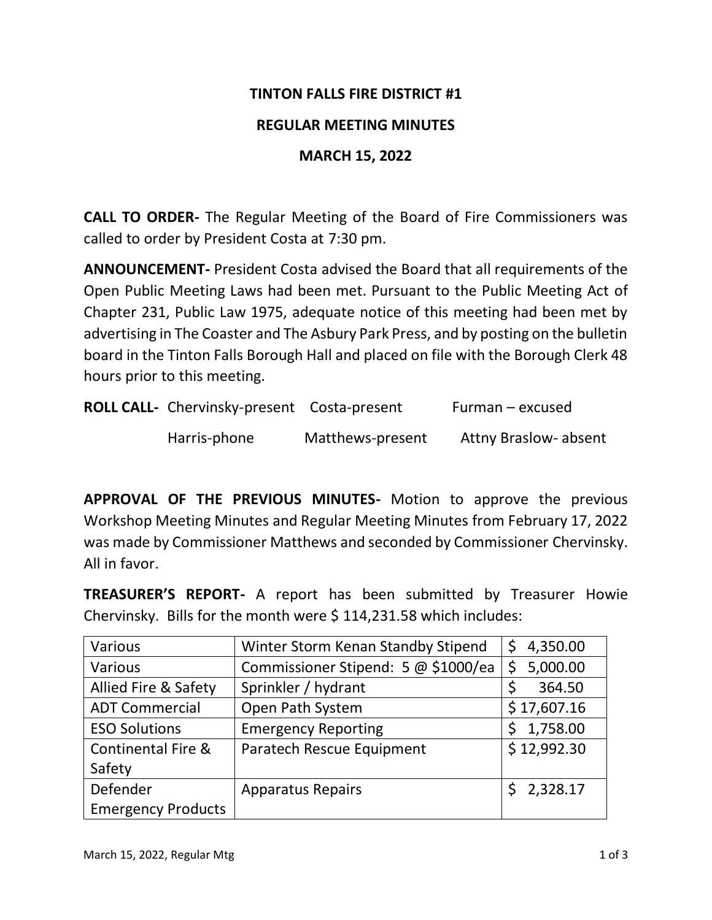# TINTON FALLS FIRE DISTRICT #1

## REGULAR MEETING MINUTES

## MARCH 15, 2022

**CALL TO ORDER-** The Regular Meeting of the Board of Fire Commissioners was called to order by President Costa at 7:30 pm.

**ANNOUNCEMENT-** President Costa advised the Board that all requirements of the Open Public Meeting Laws had been met. Pursuant to the Public Meeting Act of Chapter 231, Public Law 1975, adequate notice of this meeting had been met by advertising in The Coaster and The Asbury Park Press, and by posting on the bulletin board in the Tinton Falls Borough Hall and placed on file with the Borough Clerk 48 hours prior to this meeting.

**ROLL CALL-** Chervinsky-present  Costa-present  Furman – excused
Harris-phone  Matthews-present  Attny Braslow- absent

**APPROVAL OF THE PREVIOUS MINUTES-** Motion to approve the previous Workshop Meeting Minutes and Regular Meeting Minutes from February 17, 2022 was made by Commissioner Matthews and seconded by Commissioner Chervinsky. All in favor.

**TREASURER'S REPORT-** A report has been submitted by Treasurer Howie Chervinsky. Bills for the month were $ 114,231.58 which includes:

| | | |
|---|---|---|
| Various | Winter Storm Kenan Standby Stipend | $ 4,350.00 |
| Various | Commissioner Stipend: 5 @ $1000/ea | $ 5,000.00 |
| Allied Fire & Safety | Sprinkler / hydrant | $ 364.50 |
| ADT Commercial | Open Path System | $ 17,607.16 |
| ESO Solutions | Emergency Reporting | $ 1,758.00 |
| Continental Fire & Safety | Paratech Rescue Equipment | $ 12,992.30 |
| Defender Emergency Products | Apparatus Repairs | $ 2,328.17 |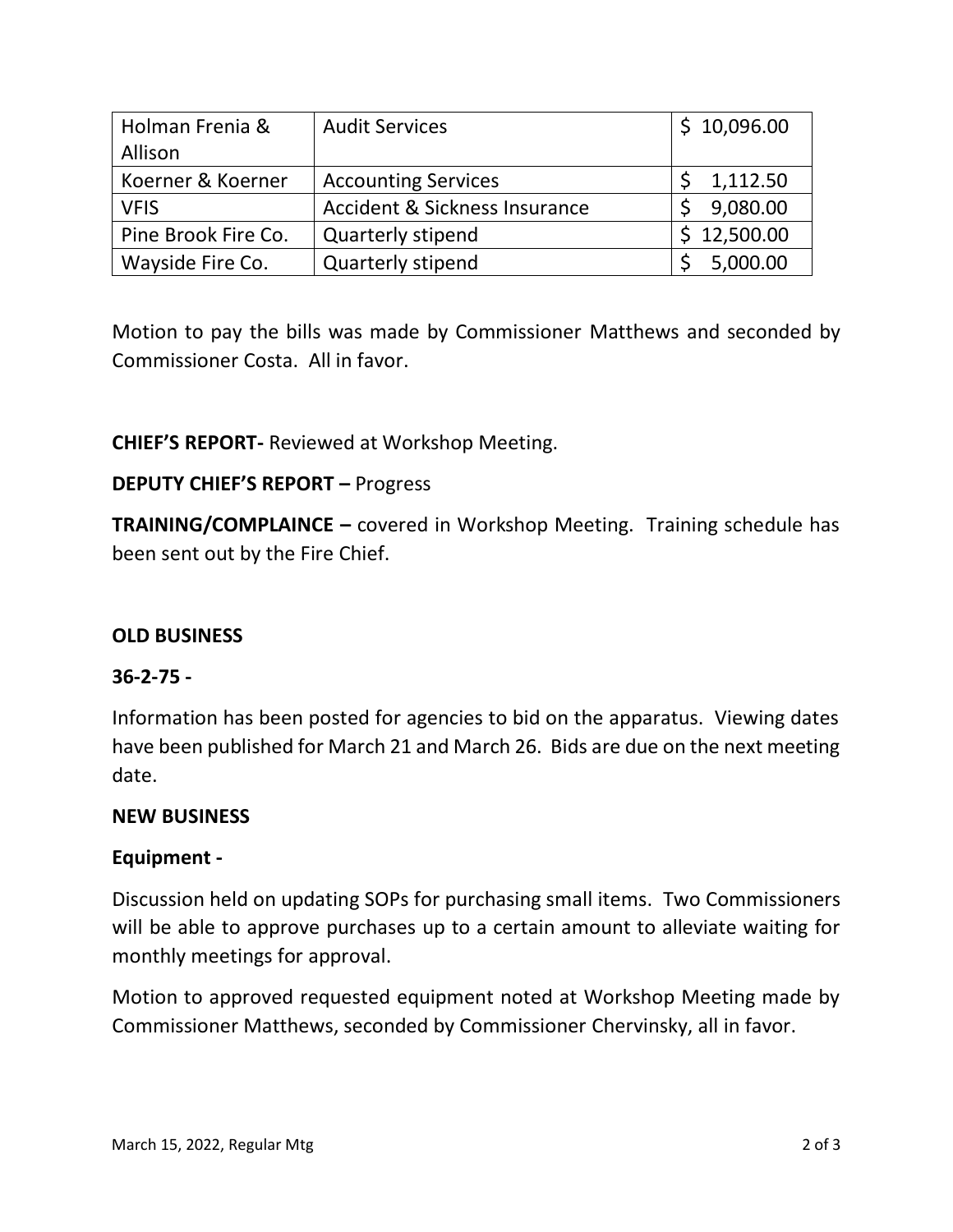| Holman Frenia & Allison | Audit Services | $ 10,096.00 |
|---|---|---|
| Koerner & Koerner | Accounting Services | $ 1,112.50 |
| VFIS | Accident & Sickness Insurance | $ 9,080.00 |
| Pine Brook Fire Co. | Quarterly stipend | $ 12,500.00 |
| Wayside Fire Co. | Quarterly stipend | $ 5,000.00 |

Motion to pay the bills was made by Commissioner Matthews and seconded by Commissioner Costa. All in favor.

**CHIEF'S REPORT-** Reviewed at Workshop Meeting.

**DEPUTY CHIEF'S REPORT –** Progress

**TRAINING/COMPLAINCE –** covered in Workshop Meeting. Training schedule has been sent out by the Fire Chief.

**OLD BUSINESS**

**36-2-75 -**

Information has been posted for agencies to bid on the apparatus. Viewing dates have been published for March 21 and March 26. Bids are due on the next meeting date.

**NEW BUSINESS**

**Equipment -**

Discussion held on updating SOPs for purchasing small items. Two Commissioners will be able to approve purchases up to a certain amount to alleviate waiting for monthly meetings for approval.

Motion to approved requested equipment noted at Workshop Meeting made by Commissioner Matthews, seconded by Commissioner Chervinsky, all in favor.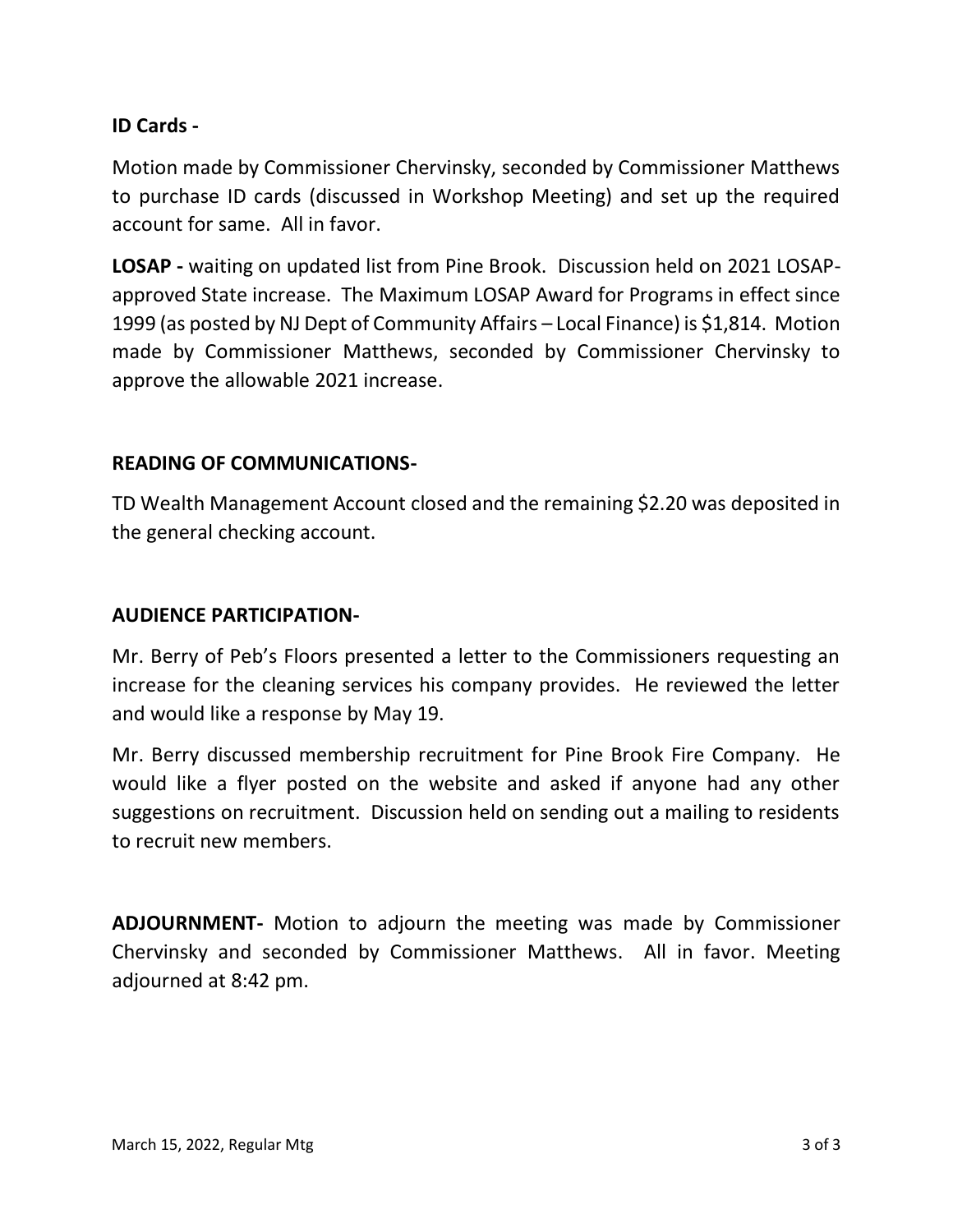**ID Cards -**

Motion made by Commissioner Chervinsky, seconded by Commissioner Matthews to purchase ID cards (discussed in Workshop Meeting) and set up the required account for same. All in favor.

**LOSAP -** waiting on updated list from Pine Brook. Discussion held on 2021 LOSAP-approved State increase. The Maximum LOSAP Award for Programs in effect since 1999 (as posted by NJ Dept of Community Affairs – Local Finance) is $1,814. Motion made by Commissioner Matthews, seconded by Commissioner Chervinsky to approve the allowable 2021 increase.

**READING OF COMMUNICATIONS-**

TD Wealth Management Account closed and the remaining $2.20 was deposited in the general checking account.

**AUDIENCE PARTICIPATION-**

Mr. Berry of Peb's Floors presented a letter to the Commissioners requesting an increase for the cleaning services his company provides. He reviewed the letter and would like a response by May 19.

Mr. Berry discussed membership recruitment for Pine Brook Fire Company. He would like a flyer posted on the website and asked if anyone had any other suggestions on recruitment. Discussion held on sending out a mailing to residents to recruit new members.

**ADJOURNMENT-** Motion to adjourn the meeting was made by Commissioner Chervinsky and seconded by Commissioner Matthews. All in favor. Meeting adjourned at 8:42 pm.